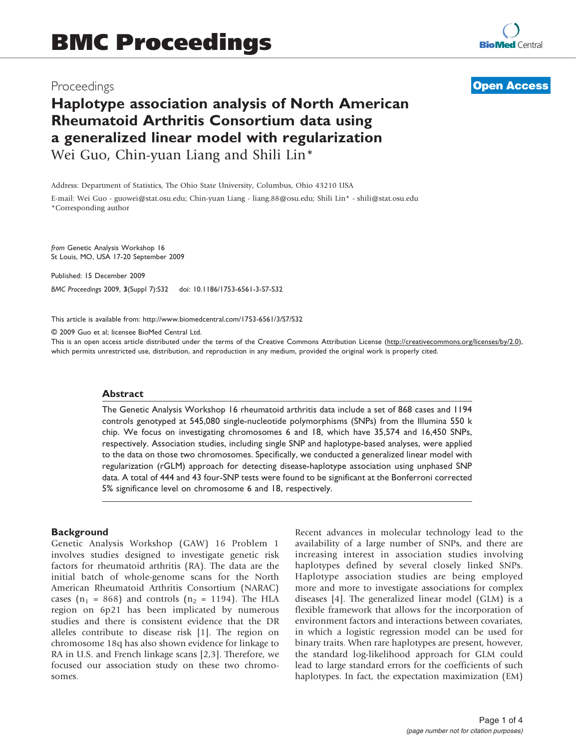# BMC Proceedings

Proceedings

**Open Access**

# Haplotype association analysis of North American Rheumatoid Arthritis Consortium data using a generalized linear model with regularization

Wei Guo, Chin-yuan Liang and Shili Lin*

Address: Department of Statistics, The Ohio State University, Columbus, Ohio 43210 USA

E-mail: Wei Guo - guowei@stat.osu.edu; Chin-yuan Liang - liang.88@osu.edu; Shili Lin* - shili@stat.osu.edu

*Corresponding author

*from* Genetic Analysis Workshop 16
St Louis, MO, USA 17-20 September 2009

Published: 15 December 2009

*BMC Proceedings* 2009, **3**(Suppl 7):S32 doi: 10.1186/1753-6561-3-S7-S32

This article is available from: http://www.biomedcentral.com/1753-6561/3/S7/S32

© 2009 Guo et al; licensee BioMed Central Ltd.

This is an open access article distributed under the terms of the Creative Commons Attribution License (http://creativecommons.org/licenses/by/2.0), which permits unrestricted use, distribution, and reproduction in any medium, provided the original work is properly cited.

## Abstract

The Genetic Analysis Workshop 16 rheumatoid arthritis data include a set of 868 cases and 1194 controls genotyped at 545,080 single-nucleotide polymorphisms (SNPs) from the Illumina 550 k chip. We focus on investigating chromosomes 6 and 18, which have 35,574 and 16,450 SNPs, respectively. Association studies, including single SNP and haplotype-based analyses, were applied to the data on those two chromosomes. Specifically, we conducted a generalized linear model with regularization (rGLM) approach for detecting disease-haplotype association using unphased SNP data. A total of 444 and 43 four-SNP tests were found to be significant at the Bonferroni corrected 5% significance level on chromosome 6 and 18, respectively.

## Background

Genetic Analysis Workshop (GAW) 16 Problem 1 involves studies designed to investigate genetic risk factors for rheumatoid arthritis (RA). The data are the initial batch of whole-genome scans for the North American Rheumatoid Arthritis Consortium (NARAC) cases ($n_1$ = 868) and controls ($n_2$ = 1194). The HLA region on 6p21 has been implicated by numerous studies and there is consistent evidence that the DR alleles contribute to disease risk [1]. The region on chromosome 18q has also shown evidence for linkage to RA in U.S. and French linkage scans [2,3]. Therefore, we focused our association study on these two chromosomes.

Recent advances in molecular technology lead to the availability of a large number of SNPs, and there are increasing interest in association studies involving haplotypes defined by several closely linked SNPs. Haplotype association studies are being employed more and more to investigate associations for complex diseases [4]. The generalized linear model (GLM) is a flexible framework that allows for the incorporation of environment factors and interactions between covariates, in which a logistic regression model can be used for binary traits. When rare haplotypes are present, however, the standard log-likelihood approach for GLM could lead to large standard errors for the coefficients of such haplotypes. In fact, the expectation maximization (EM)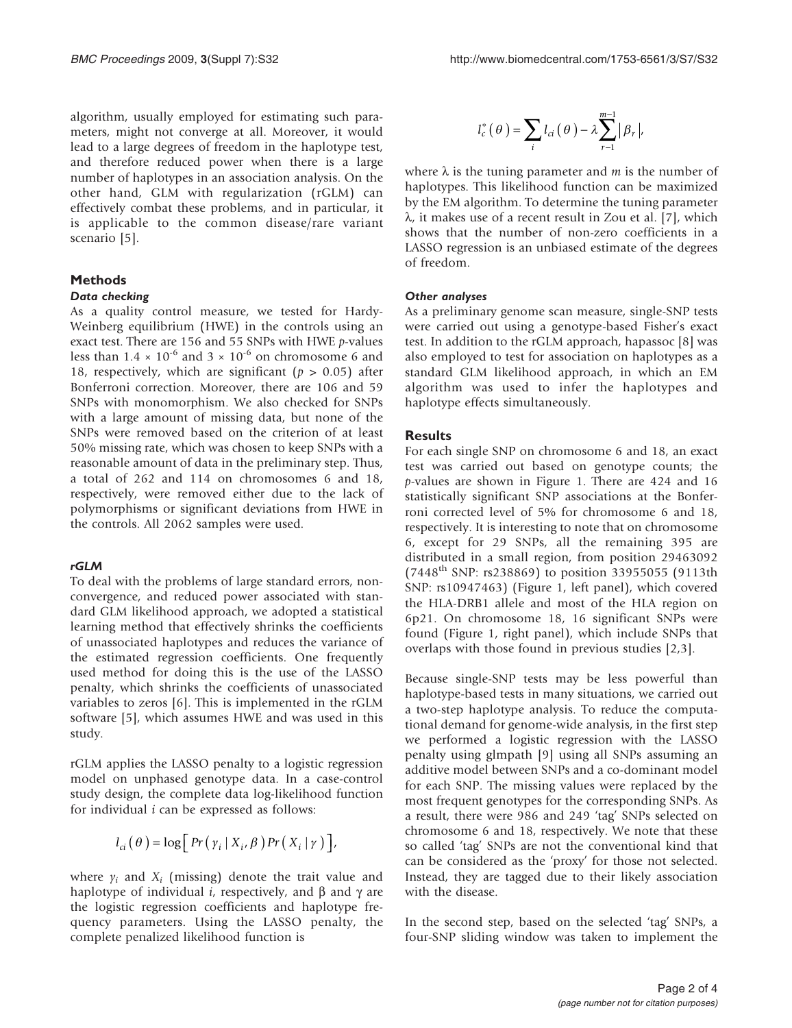algorithm, usually employed for estimating such parameters, might not converge at all. Moreover, it would lead to a large degrees of freedom in the haplotype test, and therefore reduced power when there is a large number of haplotypes in an association analysis. On the other hand, GLM with regularization (rGLM) can effectively combat these problems, and in particular, it is applicable to the common disease/rare variant scenario [5].

## Methods

### *Data checking*

As a quality control measure, we tested for Hardy-Weinberg equilibrium (HWE) in the controls using an exact test. There are 156 and 55 SNPs with HWE *p*-values less than $1.4 \times 10^{-6}$ and $3 \times 10^{-6}$ on chromosome 6 and 18, respectively, which are significant ($p > 0.05$) after Bonferroni correction. Moreover, there are 106 and 59 SNPs with monomorphism. We also checked for SNPs with a large amount of missing data, but none of the SNPs were removed based on the criterion of at least 50% missing rate, which was chosen to keep SNPs with a reasonable amount of data in the preliminary step. Thus, a total of 262 and 114 on chromosomes 6 and 18, respectively, were removed either due to the lack of polymorphisms or significant deviations from HWE in the controls. All 2062 samples were used.

### *rGLM*

To deal with the problems of large standard errors, non-convergence, and reduced power associated with standard GLM likelihood approach, we adopted a statistical learning method that effectively shrinks the coefficients of unassociated haplotypes and reduces the variance of the estimated regression coefficients. One frequently used method for doing this is the use of the LASSO penalty, which shrinks the coefficients of unassociated variables to zeros [6]. This is implemented in the rGLM software [5], which assumes HWE and was used in this study.

rGLM applies the LASSO penalty to a logistic regression model on unphased genotype data. In a case-control study design, the complete data log-likelihood function for individual *i* can be expressed as follows:

$$l_{ci}(\theta) = \log\left[ Pr(y_i \mid X_i, \beta) Pr(X_i \mid \gamma) \right],$$

where $y_i$ and $X_i$ (missing) denote the trait value and haplotype of individual *i*, respectively, and β and γ are the logistic regression coefficients and haplotype frequency parameters. Using the LASSO penalty, the complete penalized likelihood function is

$$l_c^*(\theta) = \sum_i l_{ci}(\theta) - \lambda \sum_{r-1}^{m-1} |\beta_r|,$$

where λ is the tuning parameter and *m* is the number of haplotypes. This likelihood function can be maximized by the EM algorithm. To determine the tuning parameter λ, it makes use of a recent result in Zou et al. [7], which shows that the number of non-zero coefficients in a LASSO regression is an unbiased estimate of the degrees of freedom.

### *Other analyses*

As a preliminary genome scan measure, single-SNP tests were carried out using a genotype-based Fisher's exact test. In addition to the rGLM approach, hapassoc [8] was also employed to test for association on haplotypes as a standard GLM likelihood approach, in which an EM algorithm was used to infer the haplotypes and haplotype effects simultaneously.

## Results

For each single SNP on chromosome 6 and 18, an exact test was carried out based on genotype counts; the *p*-values are shown in Figure 1. There are 424 and 16 statistically significant SNP associations at the Bonferroni corrected level of 5% for chromosome 6 and 18, respectively. It is interesting to note that on chromosome 6, except for 29 SNPs, all the remaining 395 are distributed in a small region, from position 29463092 (7448th SNP: rs238869) to position 33955055 (9113th SNP: rs10947463) (Figure 1, left panel), which covered the HLA-DRB1 allele and most of the HLA region on 6p21. On chromosome 18, 16 significant SNPs were found (Figure 1, right panel), which include SNPs that overlaps with those found in previous studies [2,3].

Because single-SNP tests may be less powerful than haplotype-based tests in many situations, we carried out a two-step haplotype analysis. To reduce the computational demand for genome-wide analysis, in the first step we performed a logistic regression with the LASSO penalty using glmpath [9] using all SNPs assuming an additive model between SNPs and a co-dominant model for each SNP. The missing values were replaced by the most frequent genotypes for the corresponding SNPs. As a result, there were 986 and 249 'tag' SNPs selected on chromosome 6 and 18, respectively. We note that these so called 'tag' SNPs are not the conventional kind that can be considered as the 'proxy' for those not selected. Instead, they are tagged due to their likely association with the disease.

In the second step, based on the selected 'tag' SNPs, a four-SNP sliding window was taken to implement the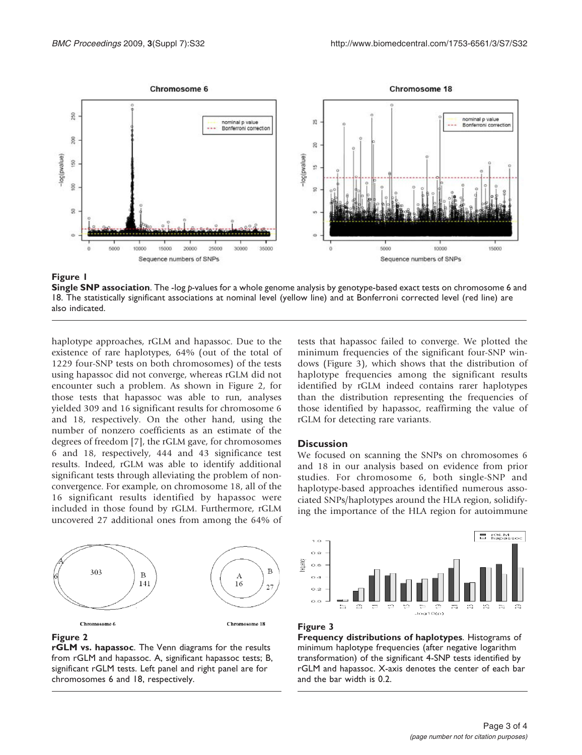**Figure 1**

**Single SNP association**. The -log *p*-values for a whole genome analysis by genotype-based exact tests on chromosome 6 and 18. The statistically significant associations at nominal level (yellow line) and at Bonferroni corrected level (red line) are also indicated.

haplotype approaches, rGLM and hapassoc. Due to the existence of rare haplotypes, 64% (out of the total of 1229 four-SNP tests on both chromosomes) of the tests using hapassoc did not converge, whereas rGLM did not encounter such a problem. As shown in Figure 2, for those tests that hapassoc was able to run, analyses yielded 309 and 16 significant results for chromosome 6 and 18, respectively. On the other hand, using the number of nonzero coefficients as an estimate of the degrees of freedom [7], the rGLM gave, for chromosomes 6 and 18, respectively, 444 and 43 significance test results. Indeed, rGLM was able to identify additional significant tests through alleviating the problem of non-convergence. For example, on chromosome 18, all of the 16 significant results identified by hapassoc were included in those found by rGLM. Furthermore, rGLM uncovered 27 additional ones from among the 64% of tests that hapassoc failed to converge. We plotted the minimum frequencies of the significant four-SNP windows (Figure 3), which shows that the distribution of haplotype frequencies among the significant results identified by rGLM indeed contains rarer haplotypes than the distribution representing the frequencies of those identified by hapassoc, reaffirming the value of rGLM for detecting rare variants.

## Discussion

We focused on scanning the SNPs on chromosomes 6 and 18 in our analysis based on evidence from prior studies. For chromosome 6, both single-SNP and haplotype-based approaches identified numerous associated SNPs/haplotypes around the HLA region, solidifying the importance of the HLA region for autoimmune

**Figure 2**

**rGLM vs. hapassoc**. The Venn diagrams for the results from rGLM and hapassoc. A, significant hapassoc tests; B, significant rGLM tests. Left panel and right panel are for chromosomes 6 and 18, respectively.

**Figure 3**

**Frequency distributions of haplotypes**. Histograms of minimum haplotype frequencies (after negative logarithm transformation) of the significant 4-SNP tests identified by rGLM and hapassoc. X-axis denotes the center of each bar and the bar width is 0.2.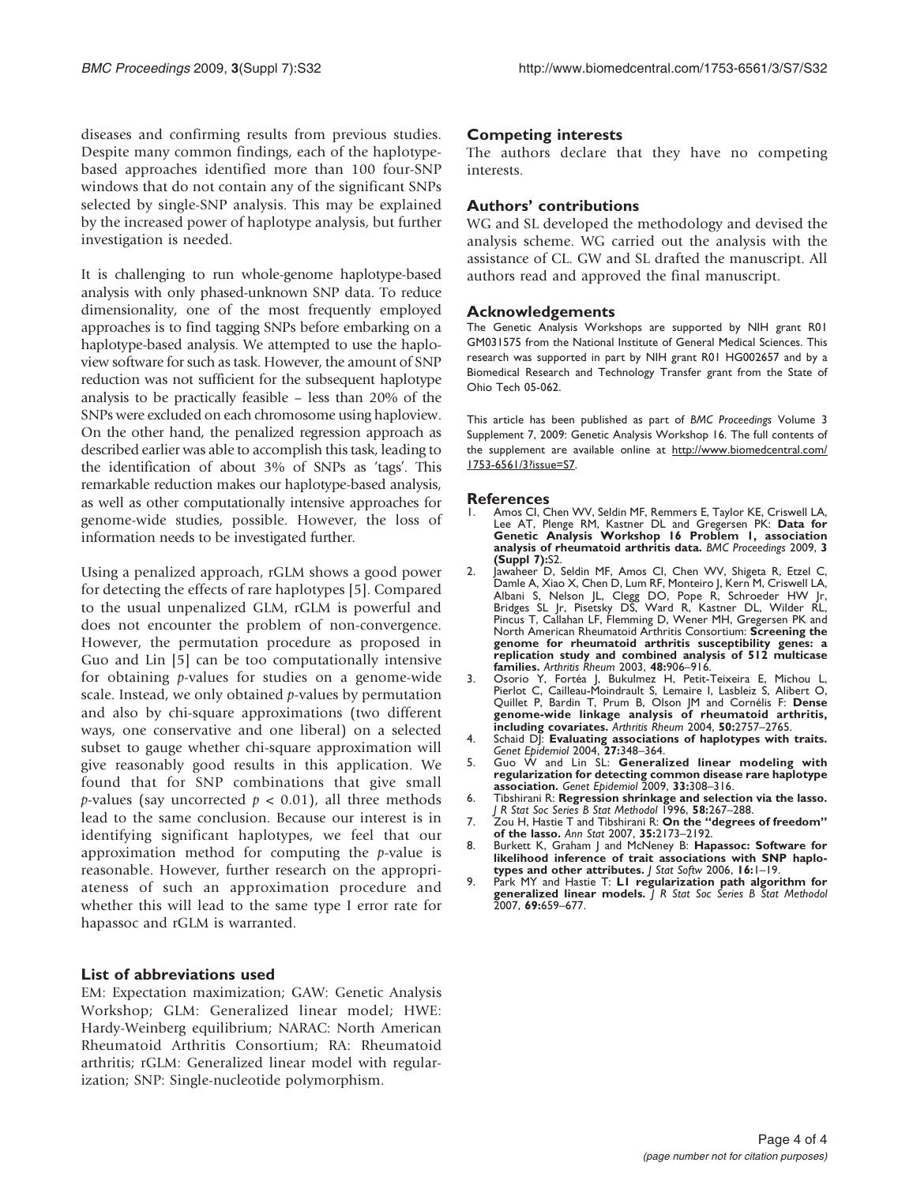diseases and confirming results from previous studies. Despite many common findings, each of the haplotype-based approaches identified more than 100 four-SNP windows that do not contain any of the significant SNPs selected by single-SNP analysis. This may be explained by the increased power of haplotype analysis, but further investigation is needed.

It is challenging to run whole-genome haplotype-based analysis with only phased-unknown SNP data. To reduce dimensionality, one of the most frequently employed approaches is to find tagging SNPs before embarking on a haplotype-based analysis. We attempted to use the haploview software for such as task. However, the amount of SNP reduction was not sufficient for the subsequent haplotype analysis to be practically feasible – less than 20% of the SNPs were excluded on each chromosome using haploview. On the other hand, the penalized regression approach as described earlier was able to accomplish this task, leading to the identification of about 3% of SNPs as 'tags'. This remarkable reduction makes our haplotype-based analysis, as well as other computationally intensive approaches for genome-wide studies, possible. However, the loss of information needs to be investigated further.

Using a penalized approach, rGLM shows a good power for detecting the effects of rare haplotypes [5]. Compared to the usual unpenalized GLM, rGLM is powerful and does not encounter the problem of non-convergence. However, the permutation procedure as proposed in Guo and Lin [5] can be too computationally intensive for obtaining *p*-values for studies on a genome-wide scale. Instead, we only obtained *p*-values by permutation and also by chi-square approximations (two different ways, one conservative and one liberal) on a selected subset to gauge whether chi-square approximation will give reasonably good results in this application. We found that for SNP combinations that give small *p*-values (say uncorrected $p < 0.01$), all three methods lead to the same conclusion. Because our interest is in identifying significant haplotypes, we feel that our approximation method for computing the *p*-value is reasonable. However, further research on the appropriateness of such an approximation procedure and whether this will lead to the same type I error rate for hapassoc and rGLM is warranted.

## List of abbreviations used

EM: Expectation maximization; GAW: Genetic Analysis Workshop; GLM: Generalized linear model; HWE: Hardy-Weinberg equilibrium; NARAC: North American Rheumatoid Arthritis Consortium; RA: Rheumatoid arthritis; rGLM: Generalized linear model with regularization; SNP: Single-nucleotide polymorphism.

## Competing interests

The authors declare that they have no competing interests.

## Authors' contributions

WG and SL developed the methodology and devised the analysis scheme. WG carried out the analysis with the assistance of CL. GW and SL drafted the manuscript. All authors read and approved the final manuscript.

## Acknowledgements

The Genetic Analysis Workshops are supported by NIH grant R01 GM031575 from the National Institute of General Medical Sciences. This research was supported in part by NIH grant R01 HG002657 and by a Biomedical Research and Technology Transfer grant from the State of Ohio Tech 05-062.

This article has been published as part of *BMC Proceedings* Volume 3 Supplement 7, 2009: Genetic Analysis Workshop 16. The full contents of the supplement are available online at http://www.biomedcentral.com/1753-6561/3?issue=S7.

## References

1. Amos CI, Chen WV, Seldin MF, Remmers E, Taylor KE, Criswell LA, Lee AT, Plenge RM, Kastner DL and Gregersen PK: **Data for Genetic Analysis Workshop 16 Problem 1, association analysis of rheumatoid arthritis data.** *BMC Proceedings* 2009, **3 (Suppl 7):**S2.
2. Jawaheer D, Seldin MF, Amos CI, Chen WV, Shigeta R, Etzel C, Damle A, Xiao X, Chen D, Lum RF, Monteiro J, Kern M, Criswell LA, Albani S, Nelson JL, Clegg DO, Pope R, Schroeder HW Jr, Bridges SL Jr, Pisetsky DS, Ward R, Kastner DL, Wilder RL, Pincus T, Callahan LF, Flemming D, Wener MH, Gregersen PK and North American Rheumatoid Arthritis Consortium: **Screening the genome for rheumatoid arthritis susceptibility genes: a replication study and combined analysis of 512 multicase families.** *Arthritis Rheum* 2003, **48:**906–916.
3. Osorio Y, Fortéa J, Bukulmez H, Petit-Teixeira E, Michou L, Pierlot C, Cailleau-Moindrault S, Lemaire I, Lasbleiz S, Alibert O, Quillet P, Bardin T, Prum B, Olson JM and Cornélis F: **Dense genome-wide linkage analysis of rheumatoid arthritis, including covariates.** *Arthritis Rheum* 2004, **50:**2757–2765.
4. Schaid DJ: **Evaluating associations of haplotypes with traits.** *Genet Epidemiol* 2004, **27:**348–364.
5. Guo W and Lin SL: **Generalized linear modeling with regularization for detecting common disease rare haplotype association.** *Genet Epidemiol* 2009, **33:**308–316.
6. Tibshirani R: **Regression shrinkage and selection via the lasso.** *J R Stat Soc Series B Stat Methodol* 1996, **58:**267–288.
7. Zou H, Hastie T and Tibshirani R: **On the "degrees of freedom" of the lasso.** *Ann Stat* 2007, **35:**2173–2192.
8. Burkett K, Graham J and McNeney B: **Hapassoc: Software for likelihood inference of trait associations with SNP haplotypes and other attributes.** *J Stat Softw* 2006, **16:**1–19.
9. Park MY and Hastie T: **L1 regularization path algorithm for generalized linear models.** *J R Stat Soc Series B Stat Methodol* 2007, **69:**659–677.